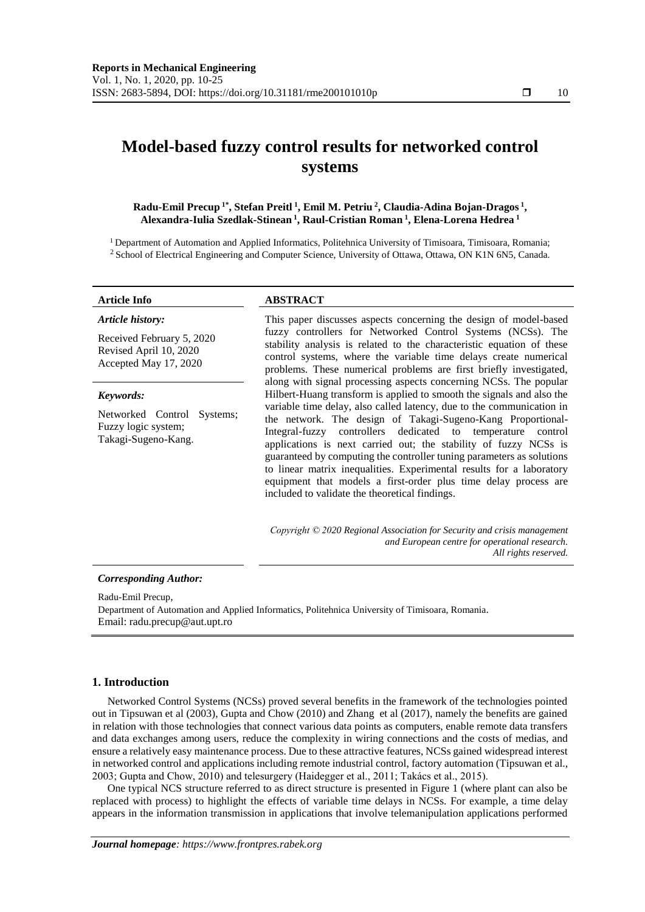# Model-based fuzzy control results for networked control systems

**Radu-Emil Precup [1*], Stefan Preitl [1], Emil M. Petriu [2], Claudia-Adina Bojan-Dragos [1], Alexandra-Iulia Szedlak-Stinean [1], Raul-Cristian Roman [1], Elena-Lorena Hedrea [1]**

[1] Department of Automation and Applied Informatics, Politehnica University of Timisoara, Timisoara, Romania;
[2] School of Electrical Engineering and Computer Science, University of Ottawa, Ottawa, ON K1N 6N5, Canada.

**Article Info**

*Article history:*

Received February 5, 2020
Revised April 10, 2020
Accepted May 17, 2020

*Keywords:*

Networked Control Systems;
Fuzzy logic system;
Takagi-Sugeno-Kang.

**ABSTRACT**

This paper discusses aspects concerning the design of model-based fuzzy controllers for Networked Control Systems (NCSs). The stability analysis is related to the characteristic equation of these control systems, where the variable time delays create numerical problems. These numerical problems are first briefly investigated, along with signal processing aspects concerning NCSs. The popular Hilbert-Huang transform is applied to smooth the signals and also the variable time delay, also called latency, due to the communication in the network. The design of Takagi-Sugeno-Kang Proportional-Integral-fuzzy controllers dedicated to temperature control applications is next carried out; the stability of fuzzy NCSs is guaranteed by computing the controller tuning parameters as solutions to linear matrix inequalities. Experimental results for a laboratory equipment that models a first-order plus time delay process are included to validate the theoretical findings.

*Copyright © 2020 Regional Association for Security and crisis management and European centre for operational research. All rights reserved.*

***Corresponding Author:***

Radu-Emil Precup,
Department of Automation and Applied Informatics, Politehnica University of Timisoara, Romania.
Email: radu.precup@aut.upt.ro

## 1. Introduction

Networked Control Systems (NCSs) proved several benefits in the framework of the technologies pointed out in Tipsuwan et al (2003), Gupta and Chow (2010) and Zhang et al (2017), namely the benefits are gained in relation with those technologies that connect various data points as computers, enable remote data transfers and data exchanges among users, reduce the complexity in wiring connections and the costs of medias, and ensure a relatively easy maintenance process. Due to these attractive features, NCSs gained widespread interest in networked control and applications including remote industrial control, factory automation (Tipsuwan et al., 2003; Gupta and Chow, 2010) and telesurgery (Haidegger et al., 2011; Takács et al., 2015).

One typical NCS structure referred to as direct structure is presented in Figure 1 (where plant can also be replaced with process) to highlight the effects of variable time delays in NCSs. For example, a time delay appears in the information transmission in applications that involve telemanipulation applications performed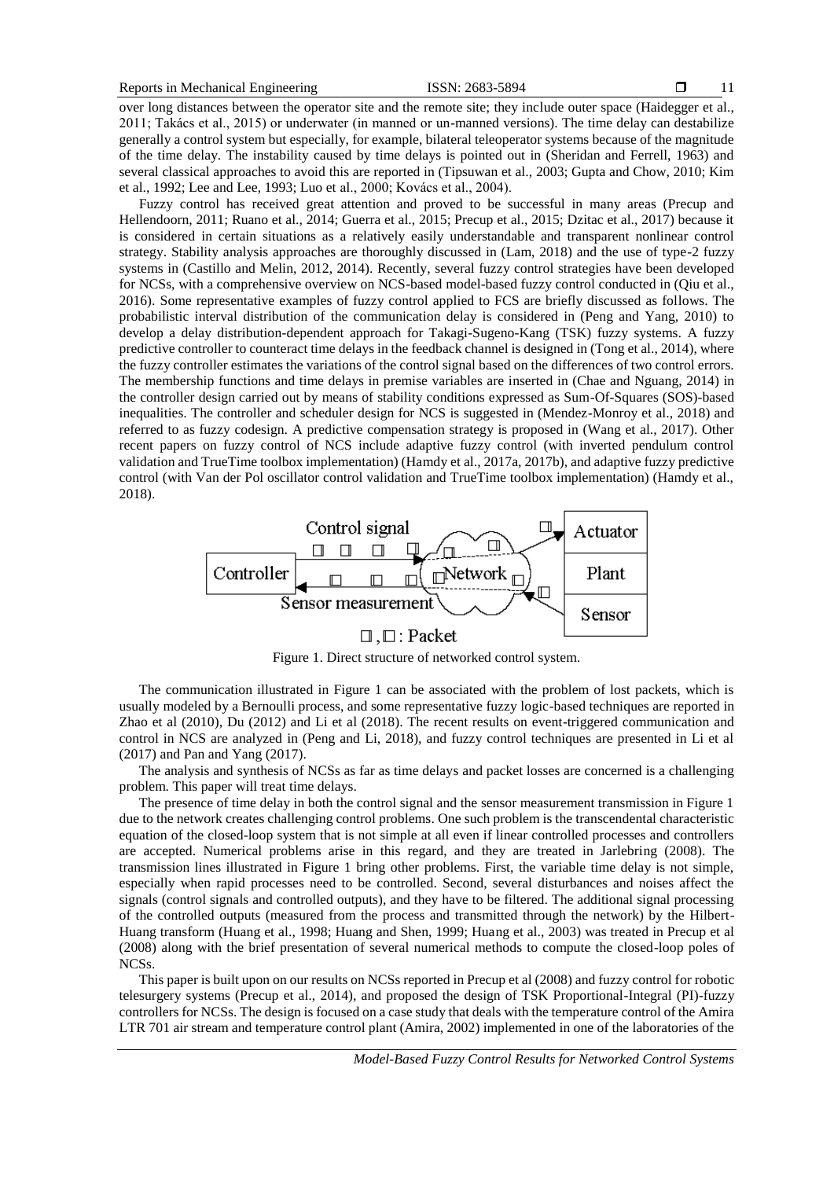over long distances between the operator site and the remote site; they include outer space (Haidegger et al., 2011; Takács et al., 2015) or underwater (in manned or un-manned versions). The time delay can destabilize generally a control system but especially, for example, bilateral teleoperator systems because of the magnitude of the time delay. The instability caused by time delays is pointed out in (Sheridan and Ferrell, 1963) and several classical approaches to avoid this are reported in (Tipsuwan et al., 2003; Gupta and Chow, 2010; Kim et al., 1992; Lee and Lee, 1993; Luo et al., 2000; Kovács et al., 2004).

Fuzzy control has received great attention and proved to be successful in many areas (Precup and Hellendoorn, 2011; Ruano et al., 2014; Guerra et al., 2015; Precup et al., 2015; Dzitac et al., 2017) because it is considered in certain situations as a relatively easily understandable and transparent nonlinear control strategy. Stability analysis approaches are thoroughly discussed in (Lam, 2018) and the use of type-2 fuzzy systems in (Castillo and Melin, 2012, 2014). Recently, several fuzzy control strategies have been developed for NCSs, with a comprehensive overview on NCS-based model-based fuzzy control conducted in (Qiu et al., 2016). Some representative examples of fuzzy control applied to FCS are briefly discussed as follows. The probabilistic interval distribution of the communication delay is considered in (Peng and Yang, 2010) to develop a delay distribution-dependent approach for Takagi-Sugeno-Kang (TSK) fuzzy systems. A fuzzy predictive controller to counteract time delays in the feedback channel is designed in (Tong et al., 2014), where the fuzzy controller estimates the variations of the control signal based on the differences of two control errors. The membership functions and time delays in premise variables are inserted in (Chae and Nguang, 2014) in the controller design carried out by means of stability conditions expressed as Sum-Of-Squares (SOS)-based inequalities. The controller and scheduler design for NCS is suggested in (Mendez-Monroy et al., 2018) and referred to as fuzzy codesign. A predictive compensation strategy is proposed in (Wang et al., 2017). Other recent papers on fuzzy control of NCS include adaptive fuzzy control (with inverted pendulum control validation and TrueTime toolbox implementation) (Hamdy et al., 2017a, 2017b), and adaptive fuzzy predictive control (with Van der Pol oscillator control validation and TrueTime toolbox implementation) (Hamdy et al., 2018).

Figure 1. Direct structure of networked control system.

The communication illustrated in Figure 1 can be associated with the problem of lost packets, which is usually modeled by a Bernoulli process, and some representative fuzzy logic-based techniques are reported in Zhao et al (2010), Du (2012) and Li et al (2018). The recent results on event-triggered communication and control in NCS are analyzed in (Peng and Li, 2018), and fuzzy control techniques are presented in Li et al (2017) and Pan and Yang (2017).

The analysis and synthesis of NCSs as far as time delays and packet losses are concerned is a challenging problem. This paper will treat time delays.

The presence of time delay in both the control signal and the sensor measurement transmission in Figure 1 due to the network creates challenging control problems. One such problem is the transcendental characteristic equation of the closed-loop system that is not simple at all even if linear controlled processes and controllers are accepted. Numerical problems arise in this regard, and they are treated in Jarlebring (2008). The transmission lines illustrated in Figure 1 bring other problems. First, the variable time delay is not simple, especially when rapid processes need to be controlled. Second, several disturbances and noises affect the signals (control signals and controlled outputs), and they have to be filtered. The additional signal processing of the controlled outputs (measured from the process and transmitted through the network) by the Hilbert-Huang transform (Huang et al., 1998; Huang and Shen, 1999; Huang et al., 2003) was treated in Precup et al (2008) along with the brief presentation of several numerical methods to compute the closed-loop poles of NCSs.

This paper is built upon on our results on NCSs reported in Precup et al (2008) and fuzzy control for robotic telesurgery systems (Precup et al., 2014), and proposed the design of TSK Proportional-Integral (PI)-fuzzy controllers for NCSs. The design is focused on a case study that deals with the temperature control of the Amira LTR 701 air stream and temperature control plant (Amira, 2002) implemented in one of the laboratories of the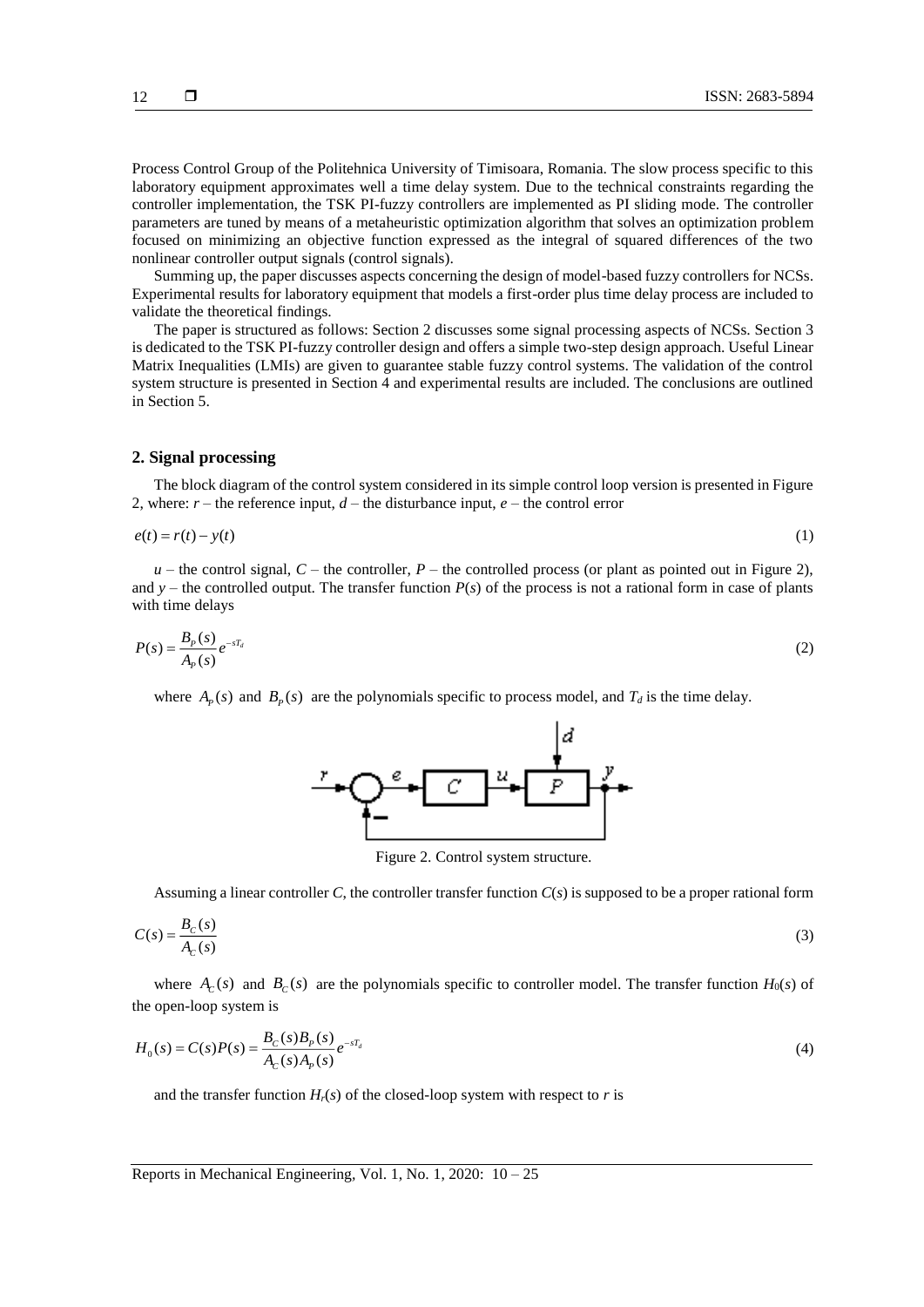Process Control Group of the Politehnica University of Timisoara, Romania. The slow process specific to this laboratory equipment approximates well a time delay system. Due to the technical constraints regarding the controller implementation, the TSK PI-fuzzy controllers are implemented as PI sliding mode. The controller parameters are tuned by means of a metaheuristic optimization algorithm that solves an optimization problem focused on minimizing an objective function expressed as the integral of squared differences of the two nonlinear controller output signals (control signals).

Summing up, the paper discusses aspects concerning the design of model-based fuzzy controllers for NCSs. Experimental results for laboratory equipment that models a first-order plus time delay process are included to validate the theoretical findings.

The paper is structured as follows: Section 2 discusses some signal processing aspects of NCSs. Section 3 is dedicated to the TSK PI-fuzzy controller design and offers a simple two-step design approach. Useful Linear Matrix Inequalities (LMIs) are given to guarantee stable fuzzy control systems. The validation of the control system structure is presented in Section 4 and experimental results are included. The conclusions are outlined in Section 5.

## 2. Signal processing

The block diagram of the control system considered in its simple control loop version is presented in Figure 2, where: $r$ – the reference input, $d$ – the disturbance input, $e$ – the control error

$$e(t) = r(t) - y(t) \tag{1}$$

$u$ – the control signal, $C$ – the controller, $P$ – the controlled process (or plant as pointed out in Figure 2), and $y$ – the controlled output. The transfer function $P(s)$ of the process is not a rational form in case of plants with time delays

$$P(s) = \frac{B_P(s)}{A_P(s)} e^{-sT_d} \tag{2}$$

where $A_P(s)$ and $B_P(s)$ are the polynomials specific to process model, and $T_d$ is the time delay.

Figure 2. Control system structure.

Assuming a linear controller $C$, the controller transfer function $C(s)$ is supposed to be a proper rational form

$$C(s) = \frac{B_C(s)}{A_C(s)} \tag{3}$$

where $A_C(s)$ and $B_C(s)$ are the polynomials specific to controller model. The transfer function $H_0(s)$ of the open-loop system is

$$H_0(s) = C(s)P(s) = \frac{B_C(s)B_P(s)}{A_C(s)A_P(s)} e^{-sT_d} \tag{4}$$

and the transfer function $H_r(s)$ of the closed-loop system with respect to $r$ is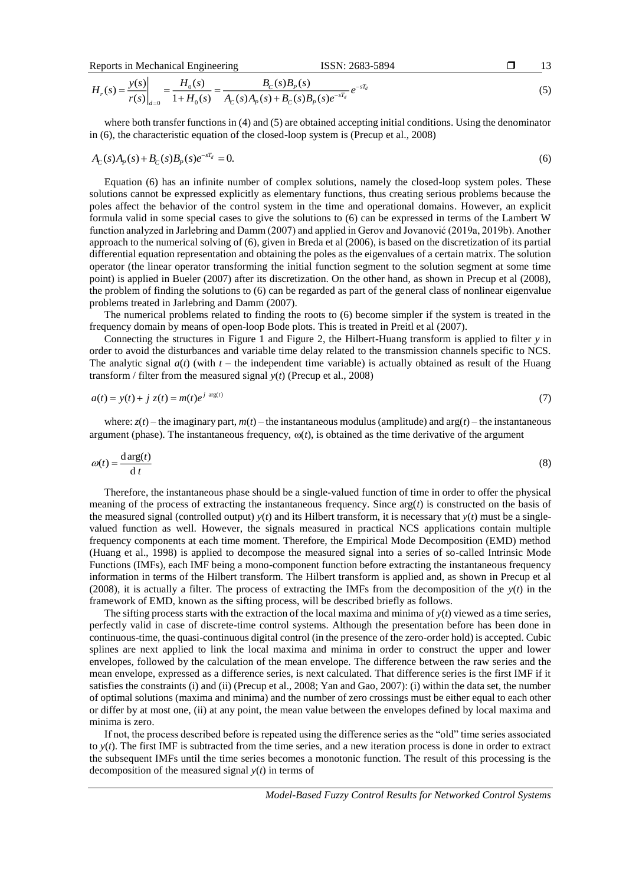$$H_r(s) = \left.\frac{y(s)}{r(s)}\right|_{d=0} = \frac{H_0(s)}{1+H_0(s)} = \frac{B_C(s)B_P(s)}{A_C(s)A_P(s)+B_C(s)B_P(s)e^{-sT_d}}e^{-sT_d} \tag{5}$$

where both transfer functions in (4) and (5) are obtained accepting initial conditions. Using the denominator in (6), the characteristic equation of the closed-loop system is (Precup et al., 2008)

$$A_C(s)A_P(s)+B_C(s)B_P(s)e^{-sT_d}=0. \tag{6}$$

Equation (6) has an infinite number of complex solutions, namely the closed-loop system poles. These solutions cannot be expressed explicitly as elementary functions, thus creating serious problems because the poles affect the behavior of the control system in the time and operational domains. However, an explicit formula valid in some special cases to give the solutions to (6) can be expressed in terms of the Lambert W function analyzed in Jarlebring and Damm (2007) and applied in Gerov and Jovanović (2019a, 2019b). Another approach to the numerical solving of (6), given in Breda et al (2006), is based on the discretization of its partial differential equation representation and obtaining the poles as the eigenvalues of a certain matrix. The solution operator (the linear operator transforming the initial function segment to the solution segment at some time point) is applied in Bueler (2007) after its discretization. On the other hand, as shown in Precup et al (2008), the problem of finding the solutions to (6) can be regarded as part of the general class of nonlinear eigenvalue problems treated in Jarlebring and Damm (2007).

The numerical problems related to finding the roots to (6) become simpler if the system is treated in the frequency domain by means of open-loop Bode plots. This is treated in Preitl et al (2007).

Connecting the structures in Figure 1 and Figure 2, the Hilbert-Huang transform is applied to filter $y$ in order to avoid the disturbances and variable time delay related to the transmission channels specific to NCS. The analytic signal $a(t)$ (with $t$ – the independent time variable) is actually obtained as result of the Huang transform / filter from the measured signal $y(t)$ (Precup et al., 2008)

$$a(t) = y(t) + j\,z(t) = m(t)e^{j\,\arg(t)} \tag{7}$$

where: $z(t)$ – the imaginary part, $m(t)$ – the instantaneous modulus (amplitude) and $\arg(t)$ – the instantaneous argument (phase). The instantaneous frequency, $\omega(t)$, is obtained as the time derivative of the argument

$$\omega(t) = \frac{\mathrm{d}\arg(t)}{\mathrm{d}\,t} \tag{8}$$

Therefore, the instantaneous phase should be a single-valued function of time in order to offer the physical meaning of the process of extracting the instantaneous frequency. Since $\arg(t)$ is constructed on the basis of the measured signal (controlled output) $y(t)$ and its Hilbert transform, it is necessary that $y(t)$ must be a single-valued function as well. However, the signals measured in practical NCS applications contain multiple frequency components at each time moment. Therefore, the Empirical Mode Decomposition (EMD) method (Huang et al., 1998) is applied to decompose the measured signal into a series of so-called Intrinsic Mode Functions (IMFs), each IMF being a mono-component function before extracting the instantaneous frequency information in terms of the Hilbert transform. The Hilbert transform is applied and, as shown in Precup et al (2008), it is actually a filter. The process of extracting the IMFs from the decomposition of the $y(t)$ in the framework of EMD, known as the sifting process, will be described briefly as follows.

The sifting process starts with the extraction of the local maxima and minima of $y(t)$ viewed as a time series, perfectly valid in case of discrete-time control systems. Although the presentation before has been done in continuous-time, the quasi-continuous digital control (in the presence of the zero-order hold) is accepted. Cubic splines are next applied to link the local maxima and minima in order to construct the upper and lower envelopes, followed by the calculation of the mean envelope. The difference between the raw series and the mean envelope, expressed as a difference series, is next calculated. That difference series is the first IMF if it satisfies the constraints (i) and (ii) (Precup et al., 2008; Yan and Gao, 2007): (i) within the data set, the number of optimal solutions (maxima and minima) and the number of zero crossings must be either equal to each other or differ by at most one, (ii) at any point, the mean value between the envelopes defined by local maxima and minima is zero.

If not, the process described before is repeated using the difference series as the "old" time series associated to $y(t)$. The first IMF is subtracted from the time series, and a new iteration process is done in order to extract the subsequent IMFs until the time series becomes a monotonic function. The result of this processing is the decomposition of the measured signal $y(t)$ in terms of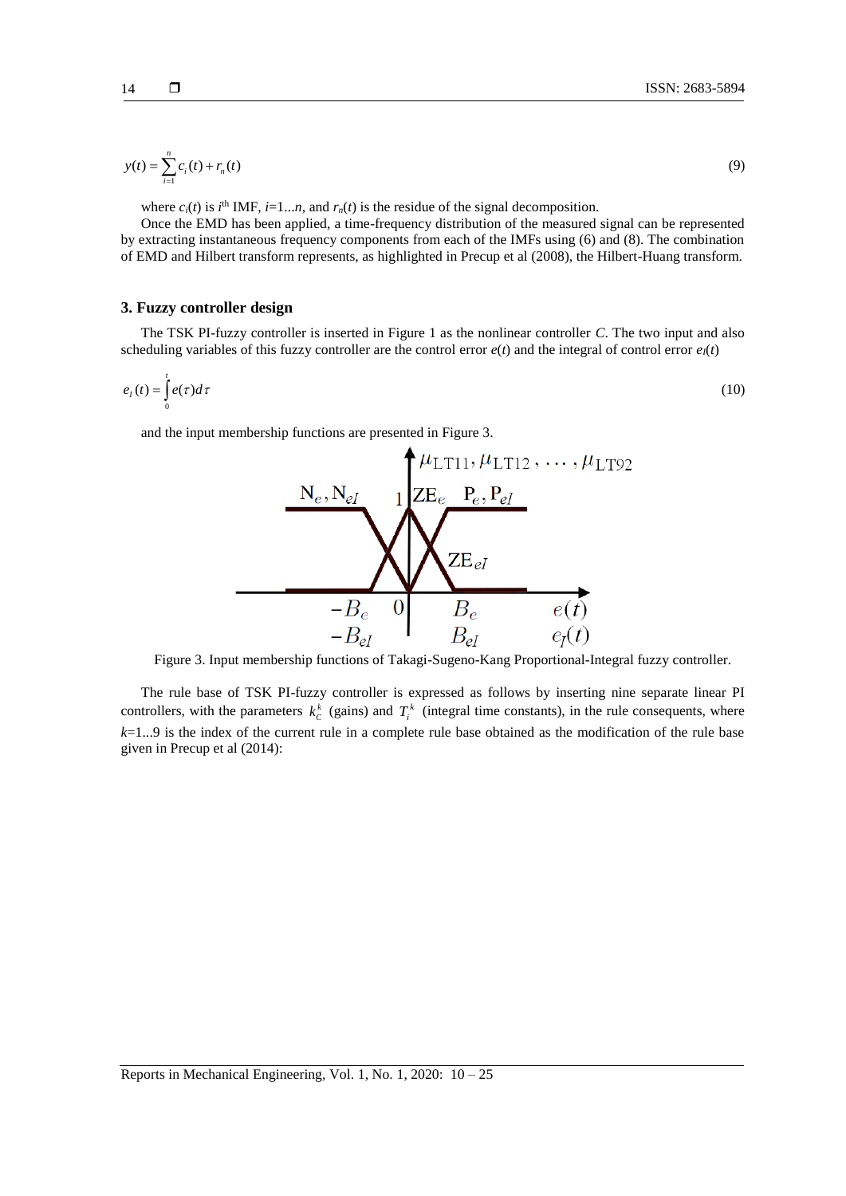$$y(t) = \sum_{i=1}^{n} c_i(t) + r_n(t) \tag{9}$$

where $c_i(t)$ is $i^{\text{th}}$ IMF, $i$=1...$n$, and $r_n(t)$ is the residue of the signal decomposition.

Once the EMD has been applied, a time-frequency distribution of the measured signal can be represented by extracting instantaneous frequency components from each of the IMFs using (6) and (8). The combination of EMD and Hilbert transform represents, as highlighted in Precup et al (2008), the Hilbert-Huang transform.

### 3. Fuzzy controller design

The TSK PI-fuzzy controller is inserted in Figure 1 as the nonlinear controller *C*. The two input and also scheduling variables of this fuzzy controller are the control error $e(t)$ and the integral of control error $e_I(t)$

$$e_I(t) = \int_0^t e(\tau) d\tau \tag{10}$$

and the input membership functions are presented in Figure 3.

Figure 3. Input membership functions of Takagi-Sugeno-Kang Proportional-Integral fuzzy controller.

The rule base of TSK PI-fuzzy controller is expressed as follows by inserting nine separate linear PI controllers, with the parameters $k_C^k$ (gains) and $T_i^k$ (integral time constants), in the rule consequents, where $k$=1...9 is the index of the current rule in a complete rule base obtained as the modification of the rule base given in Precup et al (2014):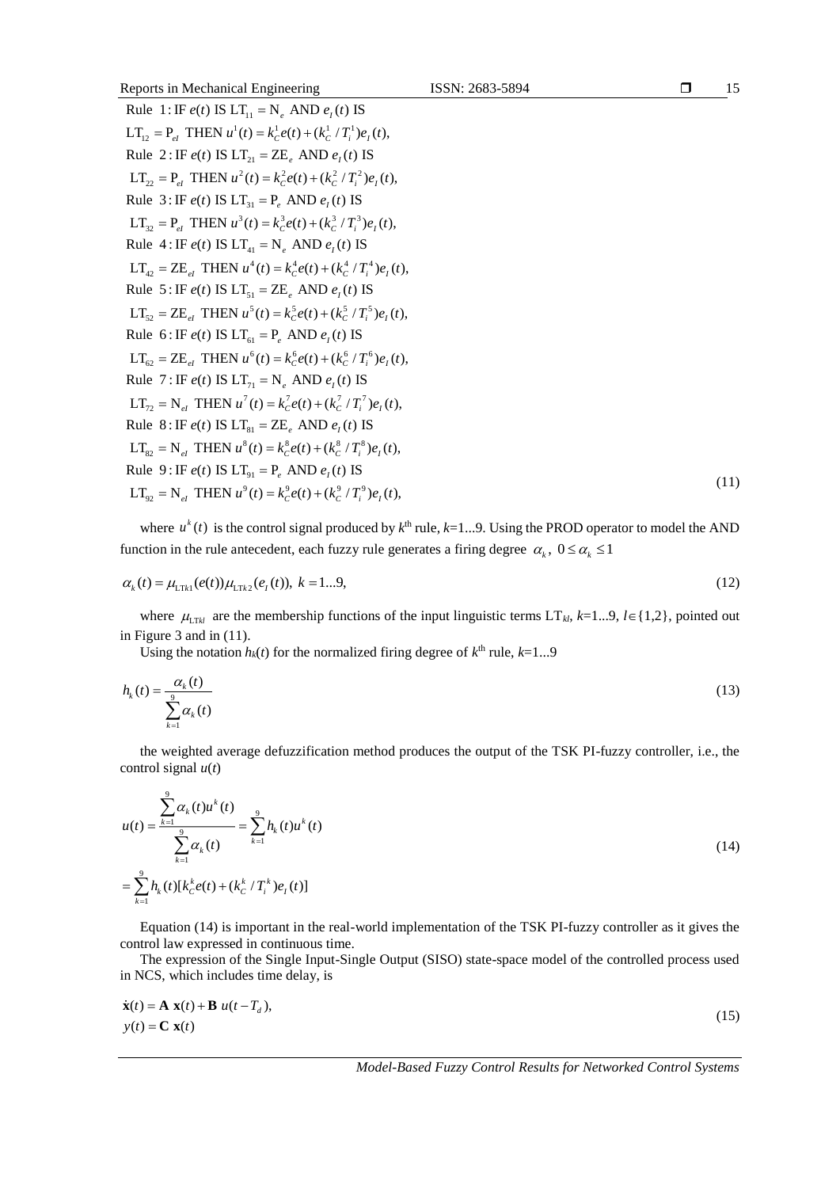$$
\begin{aligned}
&\text{Rule } 1: \text{IF } e(t) \text{ IS } \mathrm{LT}_{11}=\mathrm{N}_e \text{ AND } e_I(t) \text{ IS} \\
&\mathrm{LT}_{12}=\mathrm{P}_{eI} \text{ THEN } u^1(t)=k_C^1 e(t)+(k_C^1/T_i^1)e_I(t), \\
&\text{Rule } 2: \text{IF } e(t) \text{ IS } \mathrm{LT}_{21}=\mathrm{ZE}_e \text{ AND } e_I(t) \text{ IS} \\
&\mathrm{LT}_{22}=\mathrm{P}_{eI} \text{ THEN } u^2(t)=k_C^2 e(t)+(k_C^2/T_i^2)e_I(t), \\
&\text{Rule } 3: \text{IF } e(t) \text{ IS } \mathrm{LT}_{31}=\mathrm{P}_e \text{ AND } e_I(t) \text{ IS} \\
&\mathrm{LT}_{32}=\mathrm{P}_{eI} \text{ THEN } u^3(t)=k_C^3 e(t)+(k_C^3/T_i^3)e_I(t), \\
&\text{Rule } 4: \text{IF } e(t) \text{ IS } \mathrm{LT}_{41}=\mathrm{N}_e \text{ AND } e_I(t) \text{ IS} \\
&\mathrm{LT}_{42}=\mathrm{ZE}_{eI} \text{ THEN } u^4(t)=k_C^4 e(t)+(k_C^4/T_i^4)e_I(t), \\
&\text{Rule } 5: \text{IF } e(t) \text{ IS } \mathrm{LT}_{51}=\mathrm{ZE}_e \text{ AND } e_I(t) \text{ IS} \\
&\mathrm{LT}_{52}=\mathrm{ZE}_{eI} \text{ THEN } u^5(t)=k_C^5 e(t)+(k_C^5/T_i^5)e_I(t), \\
&\text{Rule } 6: \text{IF } e(t) \text{ IS } \mathrm{LT}_{61}=\mathrm{P}_e \text{ AND } e_I(t) \text{ IS} \\
&\mathrm{LT}_{62}=\mathrm{ZE}_{eI} \text{ THEN } u^6(t)=k_C^6 e(t)+(k_C^6/T_i^6)e_I(t), \\
&\text{Rule } 7: \text{IF } e(t) \text{ IS } \mathrm{LT}_{71}=\mathrm{N}_e \text{ AND } e_I(t) \text{ IS} \\
&\mathrm{LT}_{72}=\mathrm{N}_{eI} \text{ THEN } u^7(t)=k_C^7 e(t)+(k_C^7/T_i^7)e_I(t), \\
&\text{Rule } 8: \text{IF } e(t) \text{ IS } \mathrm{LT}_{81}=\mathrm{ZE}_e \text{ AND } e_I(t) \text{ IS} \\
&\mathrm{LT}_{82}=\mathrm{N}_{eI} \text{ THEN } u^8(t)=k_C^8 e(t)+(k_C^8/T_i^8)e_I(t), \\
&\text{Rule } 9: \text{IF } e(t) \text{ IS } \mathrm{LT}_{91}=\mathrm{P}_e \text{ AND } e_I(t) \text{ IS} \\
&\mathrm{LT}_{92}=\mathrm{N}_{eI} \text{ THEN } u^9(t)=k_C^9 e(t)+(k_C^9/T_i^9)e_I(t),
\end{aligned}
\tag{11}
$$

where $u^k(t)$ is the control signal produced by $k^{\text{th}}$ rule, $k$=1...9. Using the PROD operator to model the AND function in the rule antecedent, each fuzzy rule generates a firing degree $\alpha_k$, $0 \le \alpha_k \le 1$

$$
\alpha_k(t) = \mu_{\mathrm{LT}k1}(e(t))\mu_{\mathrm{LT}k2}(e_I(t)),\ k = 1...9, \tag{12}
$$

where $\mu_{\mathrm{LT}kl}$ are the membership functions of the input linguistic terms $\mathrm{LT}_{kl}$, $k$=1...9, $l \in \{1,2\}$, pointed out in Figure 3 and in (11).

Using the notation $h_k(t)$ for the normalized firing degree of $k^{\text{th}}$ rule, $k$=1...9

$$
h_k(t) = \frac{\alpha_k(t)}{\sum_{k=1}^{9} \alpha_k(t)} \tag{13}
$$

the weighted average defuzzification method produces the output of the TSK PI-fuzzy controller, i.e., the control signal $u(t)$

$$
\begin{aligned}
u(t) &= \frac{\sum_{k=1}^{9} \alpha_k(t) u^k(t)}{\sum_{k=1}^{9} \alpha_k(t)} = \sum_{k=1}^{9} h_k(t) u^k(t) \\
&= \sum_{k=1}^{9} h_k(t)[k_C^k e(t) + (k_C^k / T_i^k) e_I(t)]
\end{aligned}
\tag{14}
$$

Equation (14) is important in the real-world implementation of the TSK PI-fuzzy controller as it gives the control law expressed in continuous time.

The expression of the Single Input-Single Output (SISO) state-space model of the controlled process used in NCS, which includes time delay, is

$$
\begin{aligned}
\dot{\mathbf{x}}(t) &= \mathbf{A}\ \mathbf{x}(t) + \mathbf{B}\ u(t - T_d), \\
y(t) &= \mathbf{C}\ \mathbf{x}(t)
\end{aligned}
\tag{15}
$$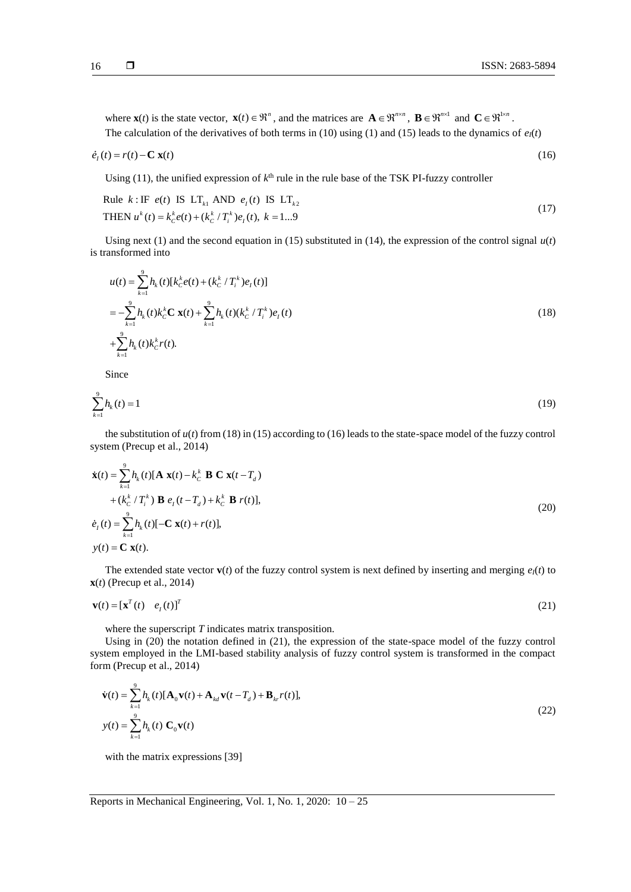where $\mathbf{x}(t)$ is the state vector, $\mathbf{x}(t) \in \Re^{n}$, and the matrices are $\mathbf{A} \in \Re^{n \times n}$, $\mathbf{B} \in \Re^{n \times 1}$ and $\mathbf{C} \in \Re^{1 \times n}$.

The calculation of the derivatives of both terms in (10) using (1) and (15) leads to the dynamics of $e_I(t)$

$$\dot{e}_I(t) = r(t) - \mathbf{C}\,\mathbf{x}(t) \tag{16}$$

Using (11), the unified expression of $k^{\text{th}}$ rule in the rule base of the TSK PI-fuzzy controller

$$\begin{aligned}
&\text{Rule } k: \text{IF } e(t) \text{ IS } \text{LT}_{k1} \text{ AND } e_I(t) \text{ IS } \text{LT}_{k2} \\
&\text{THEN } u^k(t) = k_C^k e(t) + (k_C^k / T_i^k) e_I(t),\ k = 1...9
\end{aligned} \tag{17}$$

Using next (1) and the second equation in (15) substituted in (14), the expression of the control signal $u(t)$ is transformed into

$$\begin{aligned}
u(t) &= \sum_{k=1}^{9} h_k(t)[k_C^k e(t) + (k_C^k / T_i^k) e_I(t)] \\
&= -\sum_{k=1}^{9} h_k(t) k_C^k \mathbf{C}\,\mathbf{x}(t) + \sum_{k=1}^{9} h_k(t)(k_C^k / T_i^k) e_I(t) \\
&+ \sum_{k=1}^{9} h_k(t) k_C^k r(t).
\end{aligned} \tag{18}$$

Since

$$\sum_{k=1}^{9} h_k(t) = 1 \tag{19}$$

the substitution of $u(t)$ from (18) in (15) according to (16) leads to the state-space model of the fuzzy control system (Precup et al., 2014)

$$\begin{aligned}
\dot{\mathbf{x}}(t) &= \sum_{k=1}^{9} h_k(t)[\mathbf{A}\,\mathbf{x}(t) - k_C^k\ \mathbf{B}\ \mathbf{C}\ \mathbf{x}(t - T_d) \\
&\quad + (k_C^k / T_i^k)\ \mathbf{B}\ e_I(t - T_d) + k_C^k\ \mathbf{B}\ r(t)], \\
\dot{e}_I(t) &= \sum_{k=1}^{9} h_k(t)[-\mathbf{C}\,\mathbf{x}(t) + r(t)], \\
y(t) &= \mathbf{C}\,\mathbf{x}(t).
\end{aligned} \tag{20}$$

The extended state vector $\mathbf{v}(t)$ of the fuzzy control system is next defined by inserting and merging $e_I(t)$ to $\mathbf{x}(t)$ (Precup et al., 2014)

$$\mathbf{v}(t) = [\mathbf{x}^T(t) \quad e_I(t)]^T \tag{21}$$

where the superscript $T$ indicates matrix transposition.

Using in (20) the notation defined in (21), the expression of the state-space model of the fuzzy control system employed in the LMI-based stability analysis of fuzzy control system is transformed in the compact form (Precup et al., 2014)

$$\begin{aligned}
\dot{\mathbf{v}}(t) &= \sum_{k=1}^{9} h_k(t)[\mathbf{A}_0 \mathbf{v}(t) + \mathbf{A}_{kd} \mathbf{v}(t - T_d) + \mathbf{B}_{kr} r(t)], \\
y(t) &= \sum_{k=1}^{9} h_k(t)\ \mathbf{C}_0 \mathbf{v}(t)
\end{aligned} \tag{22}$$

with the matrix expressions [39]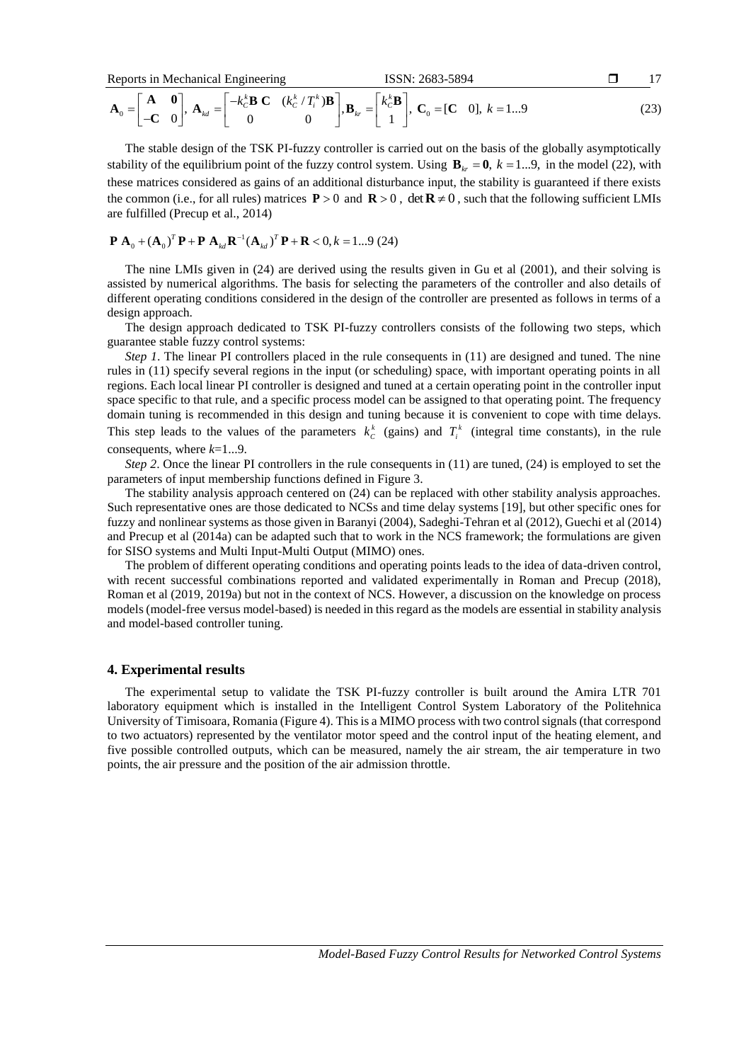$$\mathbf{A}_0 = \begin{bmatrix} \mathbf{A} & \mathbf{0} \\ -\mathbf{C} & 0 \end{bmatrix},\ \mathbf{A}_{kd} = \begin{bmatrix} -k_C^k \mathbf{B}\ \mathbf{C} & (k_C^k / T_i^k)\mathbf{B} \\ 0 & 0 \end{bmatrix}, \mathbf{B}_{kr} = \begin{bmatrix} k_C^k \mathbf{B} \\ 1 \end{bmatrix},\ \mathbf{C}_0 = [\mathbf{C} \quad 0],\ k = 1...9 \tag{23}$$

The stable design of the TSK PI-fuzzy controller is carried out on the basis of the globally asymptotically stability of the equilibrium point of the fuzzy control system. Using $\mathbf{B}_{kr} = \mathbf{0},\ k = 1...9,$ in the model (22), with these matrices considered as gains of an additional disturbance input, the stability is guaranteed if there exists the common (i.e., for all rules) matrices $\mathbf{P} > 0$ and $\mathbf{R} > 0$, $\det \mathbf{R} \neq 0$, such that the following sufficient LMIs are fulfilled (Precup et al., 2014)

$$\mathbf{P}\ \mathbf{A}_0 + (\mathbf{A}_0)^T \mathbf{P} + \mathbf{P}\ \mathbf{A}_{kd} \mathbf{R}^{-1} (\mathbf{A}_{kd})^T \mathbf{P} + \mathbf{R} < 0, k = 1...9 \ (24)$$

The nine LMIs given in (24) are derived using the results given in Gu et al (2001), and their solving is assisted by numerical algorithms. The basis for selecting the parameters of the controller and also details of different operating conditions considered in the design of the controller are presented as follows in terms of a design approach.

The design approach dedicated to TSK PI-fuzzy controllers consists of the following two steps, which guarantee stable fuzzy control systems:

*Step 1*. The linear PI controllers placed in the rule consequents in (11) are designed and tuned. The nine rules in (11) specify several regions in the input (or scheduling) space, with important operating points in all regions. Each local linear PI controller is designed and tuned at a certain operating point in the controller input space specific to that rule, and a specific process model can be assigned to that operating point. The frequency domain tuning is recommended in this design and tuning because it is convenient to cope with time delays. This step leads to the values of the parameters $k_C^k$ (gains) and $T_i^k$ (integral time constants), in the rule consequents, where $k$=1...9.

*Step 2*. Once the linear PI controllers in the rule consequents in (11) are tuned, (24) is employed to set the parameters of input membership functions defined in Figure 3.

The stability analysis approach centered on (24) can be replaced with other stability analysis approaches. Such representative ones are those dedicated to NCSs and time delay systems [19], but other specific ones for fuzzy and nonlinear systems as those given in Baranyi (2004), Sadeghi-Tehran et al (2012), Guechi et al (2014) and Precup et al (2014a) can be adapted such that to work in the NCS framework; the formulations are given for SISO systems and Multi Input-Multi Output (MIMO) ones.

The problem of different operating conditions and operating points leads to the idea of data-driven control, with recent successful combinations reported and validated experimentally in Roman and Precup (2018), Roman et al (2019, 2019a) but not in the context of NCS. However, a discussion on the knowledge on process models (model-free versus model-based) is needed in this regard as the models are essential in stability analysis and model-based controller tuning.

## 4. Experimental results

The experimental setup to validate the TSK PI-fuzzy controller is built around the Amira LTR 701 laboratory equipment which is installed in the Intelligent Control System Laboratory of the Politehnica University of Timisoara, Romania (Figure 4). This is a MIMO process with two control signals (that correspond to two actuators) represented by the ventilator motor speed and the control input of the heating element, and five possible controlled outputs, which can be measured, namely the air stream, the air temperature in two points, the air pressure and the position of the air admission throttle.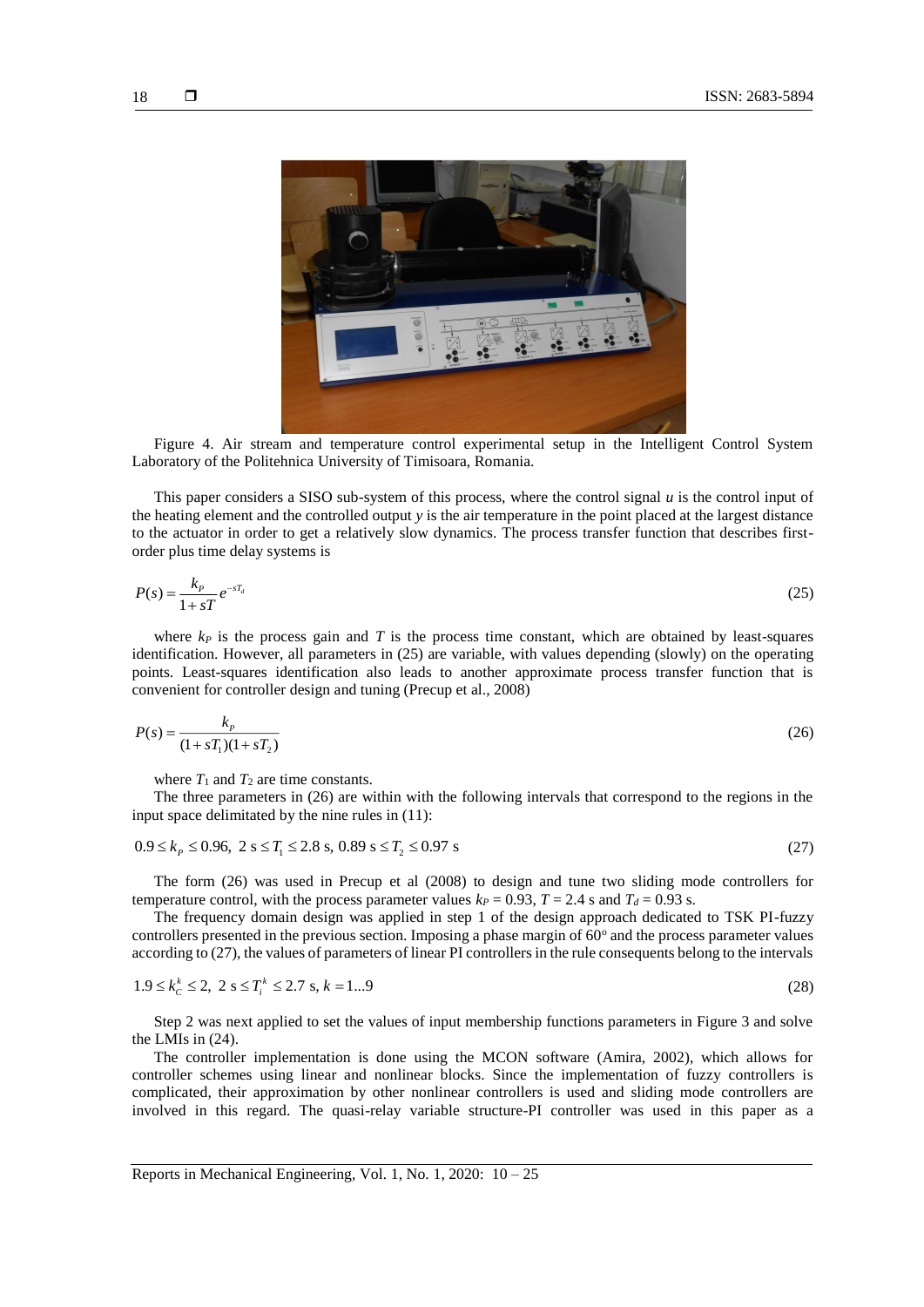Figure 4. Air stream and temperature control experimental setup in the Intelligent Control System Laboratory of the Politehnica University of Timisoara, Romania.

This paper considers a SISO sub-system of this process, where the control signal $u$ is the control input of the heating element and the controlled output $y$ is the air temperature in the point placed at the largest distance to the actuator in order to get a relatively slow dynamics. The process transfer function that describes first-order plus time delay systems is

$$P(s) = \frac{k_P}{1+sT} e^{-sT_d} \tag{25}$$

where $k_P$ is the process gain and $T$ is the process time constant, which are obtained by least-squares identification. However, all parameters in (25) are variable, with values depending (slowly) on the operating points. Least-squares identification also leads to another approximate process transfer function that is convenient for controller design and tuning (Precup et al., 2008)

$$P(s) = \frac{k_P}{(1+sT_1)(1+sT_2)} \tag{26}$$

where $T_1$ and $T_2$ are time constants.

The three parameters in (26) are within with the following intervals that correspond to the regions in the input space delimitated by the nine rules in (11):

$$0.9 \le k_P \le 0.96,\ 2 \text{ s} \le T_1 \le 2.8 \text{ s},\ 0.89 \text{ s} \le T_2 \le 0.97 \text{ s} \tag{27}$$

The form (26) was used in Precup et al (2008) to design and tune two sliding mode controllers for temperature control, with the process parameter values $k_P = 0.93$, $T = 2.4$ s and $T_d = 0.93$ s.

The frequency domain design was applied in step 1 of the design approach dedicated to TSK PI-fuzzy controllers presented in the previous section. Imposing a phase margin of $60^o$ and the process parameter values according to (27), the values of parameters of linear PI controllers in the rule consequents belong to the intervals

$$1.9 \le k_C^k \le 2,\ 2 \text{ s} \le T_i^k \le 2.7 \text{ s},\ k = 1...9 \tag{28}$$

Step 2 was next applied to set the values of input membership functions parameters in Figure 3 and solve the LMIs in (24).

The controller implementation is done using the MCON software (Amira, 2002), which allows for controller schemes using linear and nonlinear blocks. Since the implementation of fuzzy controllers is complicated, their approximation by other nonlinear controllers is used and sliding mode controllers are involved in this regard. The quasi-relay variable structure-PI controller was used in this paper as a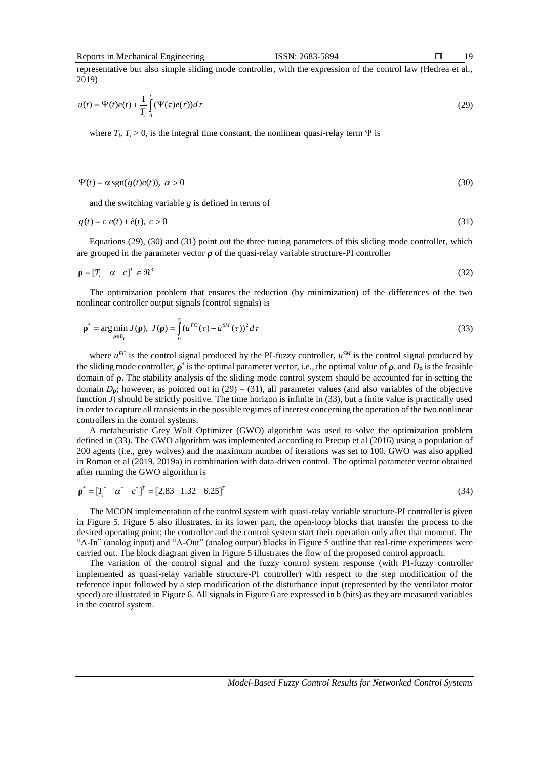representative but also simple sliding mode controller, with the expression of the control law (Hedrea et al., 2019)

$$u(t) = \Psi(t)e(t) + \frac{1}{T_i}\int_0^t (\Psi(\tau)e(\tau))d\tau \tag{29}$$

where $T_i$, $T_i > 0$, is the integral time constant, the nonlinear quasi-relay term $\Psi$ is

$$\Psi(t) = \alpha \, \mathrm{sgn}(g(t)e(t)), \ \alpha > 0 \tag{30}$$

and the switching variable $g$ is defined in terms of

$$g(t) = c \, e(t) + \dot{e}(t), \ c > 0 \tag{31}$$

Equations (29), (30) and (31) point out the three tuning parameters of this sliding mode controller, which are grouped in the parameter vector $\boldsymbol{\rho}$ of the quasi-relay variable structure-PI controller

$$\boldsymbol{\rho} = [T_i \quad \alpha \quad c]^T \in \Re^3 \tag{32}$$

The optimization problem that ensures the reduction (by minimization) of the differences of the two nonlinear controller output signals (control signals) is

$$\boldsymbol{\rho}^* = \arg\min_{\boldsymbol{\rho} \in D_{\boldsymbol{\rho}}} J(\boldsymbol{\rho}), \ J(\boldsymbol{\rho}) = \int_0^\infty (u^{FC}(\tau) - u^{SM}(\tau))^2 d\tau \tag{33}$$

where $u^{FC}$ is the control signal produced by the PI-fuzzy controller, $u^{SM}$ is the control signal produced by the sliding mode controller, $\boldsymbol{\rho}^*$ is the optimal parameter vector, i.e., the optimal value of $\boldsymbol{\rho}$, and $D_{\boldsymbol{\rho}}$ is the feasible domain of $\boldsymbol{\rho}$. The stability analysis of the sliding mode control system should be accounted for in setting the domain $D_{\boldsymbol{\rho}}$; however, as pointed out in (29) – (31), all parameter values (and also variables of the objective function $J$) should be strictly positive. The time horizon is infinite in (33), but a finite value is practically used in order to capture all transients in the possible regimes of interest concerning the operation of the two nonlinear controllers in the control systems.

A metaheuristic Grey Wolf Optimizer (GWO) algorithm was used to solve the optimization problem defined in (33). The GWO algorithm was implemented according to Precup et al (2016) using a population of 200 agents (i.e., grey wolves) and the maximum number of iterations was set to 100. GWO was also applied in Roman et al (2019, 2019a) in combination with data-driven control. The optimal parameter vector obtained after running the GWO algorithm is

$$\boldsymbol{\rho}^* = [T_i^* \quad \alpha^* \quad c^*]^T = [2.83 \quad 1.32 \quad 6.25]^T \tag{34}$$

The MCON implementation of the control system with quasi-relay variable structure-PI controller is given in Figure 5. Figure 5 also illustrates, in its lower part, the open-loop blocks that transfer the process to the desired operating point; the controller and the control system start their operation only after that moment. The "A-In" (analog input) and "A-Out" (analog output) blocks in Figure 5 outline that real-time experiments were carried out. The block diagram given in Figure 5 illustrates the flow of the proposed control approach.

The variation of the control signal and the fuzzy control system response (with PI-fuzzy controller implemented as quasi-relay variable structure-PI controller) with respect to the step modification of the reference input followed by a step modification of the disturbance input (represented by the ventilator motor speed) are illustrated in Figure 6. All signals in Figure 6 are expressed in b (bits) as they are measured variables in the control system.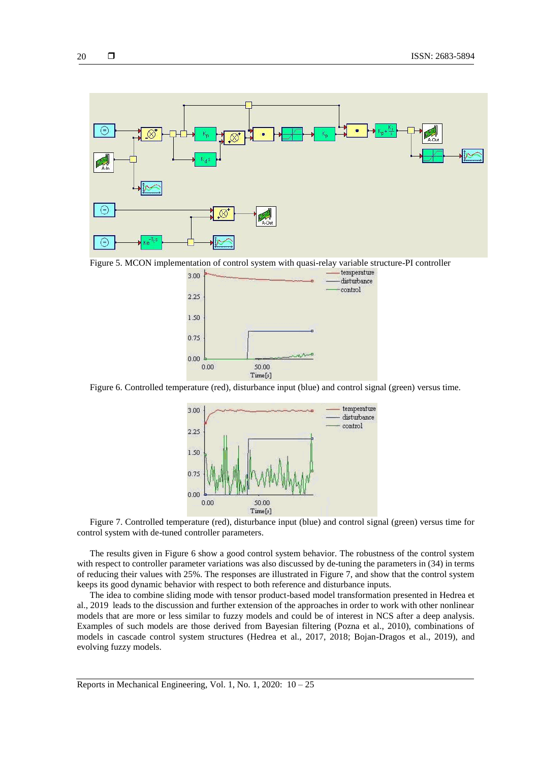Figure 5. MCON implementation of control system with quasi-relay variable structure-PI controller

Figure 6. Controlled temperature (red), disturbance input (blue) and control signal (green) versus time.

Figure 7. Controlled temperature (red), disturbance input (blue) and control signal (green) versus time for control system with de-tuned controller parameters.

The results given in Figure 6 show a good control system behavior. The robustness of the control system with respect to controller parameter variations was also discussed by de-tuning the parameters in (34) in terms of reducing their values with 25%. The responses are illustrated in Figure 7, and show that the control system keeps its good dynamic behavior with respect to both reference and disturbance inputs.

The idea to combine sliding mode with tensor product-based model transformation presented in Hedrea et al., 2019 leads to the discussion and further extension of the approaches in order to work with other nonlinear models that are more or less similar to fuzzy models and could be of interest in NCS after a deep analysis. Examples of such models are those derived from Bayesian filtering (Pozna et al., 2010), combinations of models in cascade control system structures (Hedrea et al., 2017, 2018; Bojan-Dragos et al., 2019), and evolving fuzzy models.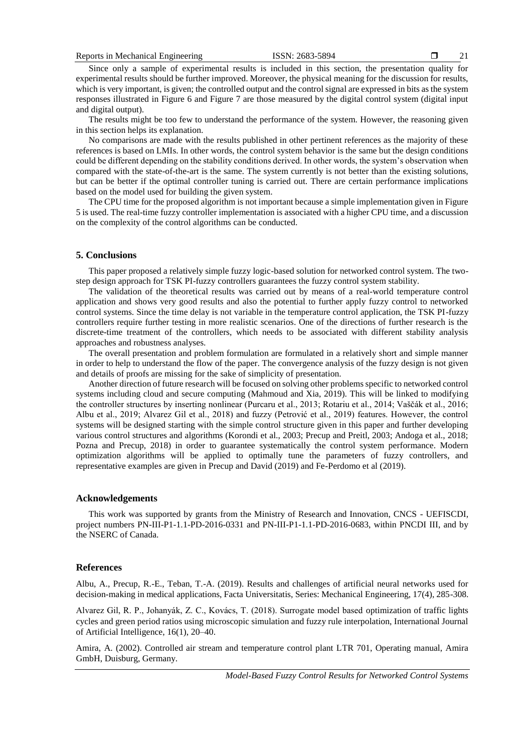Since only a sample of experimental results is included in this section, the presentation quality for experimental results should be further improved. Moreover, the physical meaning for the discussion for results, which is very important, is given; the controlled output and the control signal are expressed in bits as the system responses illustrated in Figure 6 and Figure 7 are those measured by the digital control system (digital input and digital output).

The results might be too few to understand the performance of the system. However, the reasoning given in this section helps its explanation.

No comparisons are made with the results published in other pertinent references as the majority of these references is based on LMIs. In other words, the control system behavior is the same but the design conditions could be different depending on the stability conditions derived. In other words, the system's observation when compared with the state-of-the-art is the same. The system currently is not better than the existing solutions, but can be better if the optimal controller tuning is carried out. There are certain performance implications based on the model used for building the given system.

The CPU time for the proposed algorithm is not important because a simple implementation given in Figure 5 is used. The real-time fuzzy controller implementation is associated with a higher CPU time, and a discussion on the complexity of the control algorithms can be conducted.

## 5. Conclusions

This paper proposed a relatively simple fuzzy logic-based solution for networked control system. The two-step design approach for TSK PI-fuzzy controllers guarantees the fuzzy control system stability.

The validation of the theoretical results was carried out by means of a real-world temperature control application and shows very good results and also the potential to further apply fuzzy control to networked control systems. Since the time delay is not variable in the temperature control application, the TSK PI-fuzzy controllers require further testing in more realistic scenarios. One of the directions of further research is the discrete-time treatment of the controllers, which needs to be associated with different stability analysis approaches and robustness analyses.

The overall presentation and problem formulation are formulated in a relatively short and simple manner in order to help to understand the flow of the paper. The convergence analysis of the fuzzy design is not given and details of proofs are missing for the sake of simplicity of presentation.

Another direction of future research will be focused on solving other problems specific to networked control systems including cloud and secure computing (Mahmoud and Xia, 2019). This will be linked to modifying the controller structures by inserting nonlinear (Purcaru et al., 2013; Rotariu et al., 2014; Vaščák et al., 2016; Albu et al., 2019; Alvarez Gil et al., 2018) and fuzzy (Petrović et al., 2019) features. However, the control systems will be designed starting with the simple control structure given in this paper and further developing various control structures and algorithms (Korondi et al., 2003; Precup and Preitl, 2003; Andoga et al., 2018; Pozna and Precup, 2018) in order to guarantee systematically the control system performance. Modern optimization algorithms will be applied to optimally tune the parameters of fuzzy controllers, and representative examples are given in Precup and David (2019) and Fe-Perdomo et al (2019).

## Acknowledgements

This work was supported by grants from the Ministry of Research and Innovation, CNCS - UEFISCDI, project numbers PN-III-P1-1.1-PD-2016-0331 and PN-III-P1-1.1-PD-2016-0683, within PNCDI III, and by the NSERC of Canada.

## References

Albu, A., Precup, R.-E., Teban, T.-A. (2019). Results and challenges of artificial neural networks used for decision-making in medical applications, Facta Universitatis, Series: Mechanical Engineering, 17(4), 285-308.

Alvarez Gil, R. P., Johanyák, Z. C., Kovács, T. (2018). Surrogate model based optimization of traffic lights cycles and green period ratios using microscopic simulation and fuzzy rule interpolation, International Journal of Artificial Intelligence, 16(1), 20–40.

Amira, A. (2002). Controlled air stream and temperature control plant LTR 701, Operating manual, Amira GmbH, Duisburg, Germany.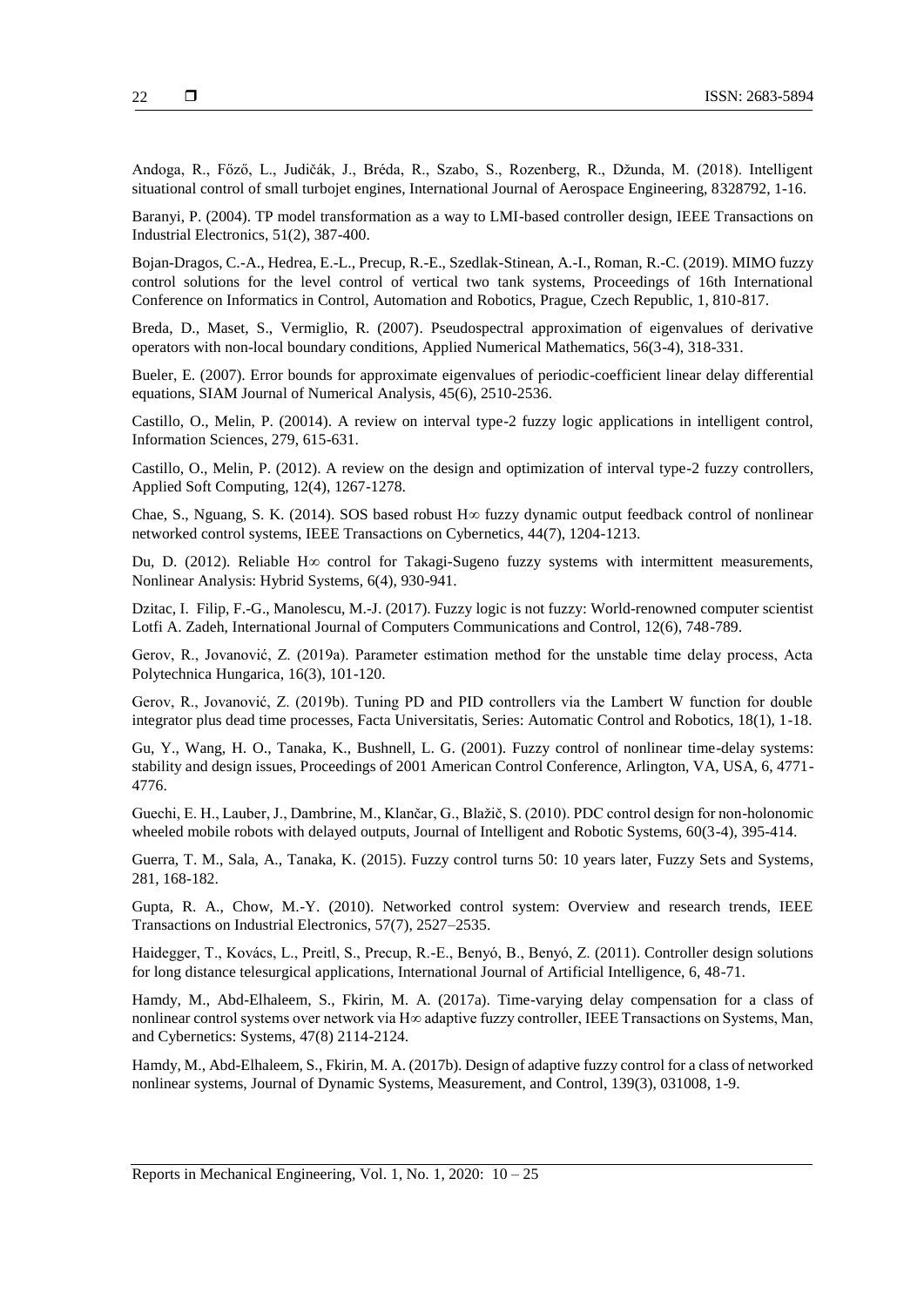Andoga, R., Főző, L., Judičák, J., Bréda, R., Szabo, S., Rozenberg, R., Džunda, M. (2018). Intelligent situational control of small turbojet engines, International Journal of Aerospace Engineering, 8328792, 1-16.

Baranyi, P. (2004). TP model transformation as a way to LMI-based controller design, IEEE Transactions on Industrial Electronics, 51(2), 387-400.

Bojan-Dragos, C.-A., Hedrea, E.-L., Precup, R.-E., Szedlak-Stinean, A.-I., Roman, R.-C. (2019). MIMO fuzzy control solutions for the level control of vertical two tank systems, Proceedings of 16th International Conference on Informatics in Control, Automation and Robotics, Prague, Czech Republic, 1, 810-817.

Breda, D., Maset, S., Vermiglio, R. (2007). Pseudospectral approximation of eigenvalues of derivative operators with non-local boundary conditions, Applied Numerical Mathematics, 56(3-4), 318-331.

Bueler, E. (2007). Error bounds for approximate eigenvalues of periodic-coefficient linear delay differential equations, SIAM Journal of Numerical Analysis, 45(6), 2510-2536.

Castillo, O., Melin, P. (20014). A review on interval type-2 fuzzy logic applications in intelligent control, Information Sciences, 279, 615-631.

Castillo, O., Melin, P. (2012). A review on the design and optimization of interval type-2 fuzzy controllers, Applied Soft Computing, 12(4), 1267-1278.

Chae, S., Nguang, S. K. (2014). SOS based robust H∞ fuzzy dynamic output feedback control of nonlinear networked control systems, IEEE Transactions on Cybernetics, 44(7), 1204-1213.

Du, D. (2012). Reliable H∞ control for Takagi-Sugeno fuzzy systems with intermittent measurements, Nonlinear Analysis: Hybrid Systems, 6(4), 930-941.

Dzitac, I. Filip, F.-G., Manolescu, M.-J. (2017). Fuzzy logic is not fuzzy: World-renowned computer scientist Lotfi A. Zadeh, International Journal of Computers Communications and Control, 12(6), 748-789.

Gerov, R., Jovanović, Z. (2019a). Parameter estimation method for the unstable time delay process, Acta Polytechnica Hungarica, 16(3), 101-120.

Gerov, R., Jovanović, Z. (2019b). Tuning PD and PID controllers via the Lambert W function for double integrator plus dead time processes, Facta Universitatis, Series: Automatic Control and Robotics, 18(1), 1-18.

Gu, Y., Wang, H. O., Tanaka, K., Bushnell, L. G. (2001). Fuzzy control of nonlinear time-delay systems: stability and design issues, Proceedings of 2001 American Control Conference, Arlington, VA, USA, 6, 4771-4776.

Guechi, E. H., Lauber, J., Dambrine, M., Klančar, G., Blažič, S. (2010). PDC control design for non-holonomic wheeled mobile robots with delayed outputs, Journal of Intelligent and Robotic Systems, 60(3-4), 395-414.

Guerra, T. M., Sala, A., Tanaka, K. (2015). Fuzzy control turns 50: 10 years later, Fuzzy Sets and Systems, 281, 168-182.

Gupta, R. A., Chow, M.-Y. (2010). Networked control system: Overview and research trends, IEEE Transactions on Industrial Electronics, 57(7), 2527–2535.

Haidegger, T., Kovács, L., Preitl, S., Precup, R.-E., Benyó, B., Benyó, Z. (2011). Controller design solutions for long distance telesurgical applications, International Journal of Artificial Intelligence, 6, 48-71.

Hamdy, M., Abd-Elhaleem, S., Fkirin, M. A. (2017a). Time-varying delay compensation for a class of nonlinear control systems over network via H∞ adaptive fuzzy controller, IEEE Transactions on Systems, Man, and Cybernetics: Systems, 47(8) 2114-2124.

Hamdy, M., Abd-Elhaleem, S., Fkirin, M. A. (2017b). Design of adaptive fuzzy control for a class of networked nonlinear systems, Journal of Dynamic Systems, Measurement, and Control, 139(3), 031008, 1-9.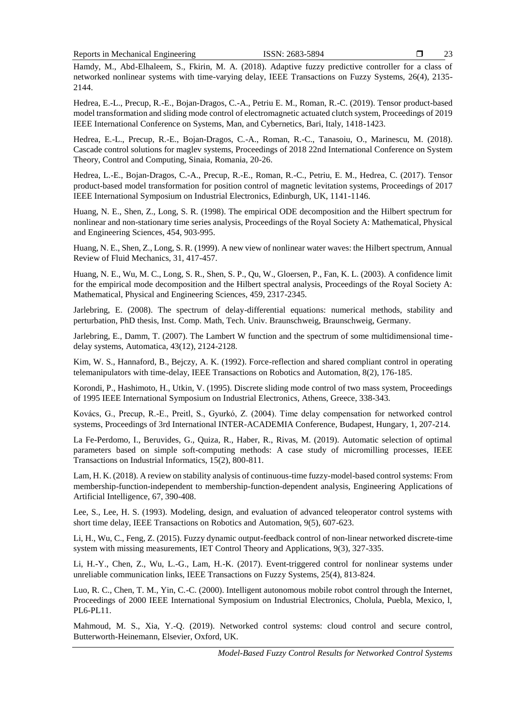Hamdy, M., Abd-Elhaleem, S., Fkirin, M. A. (2018). Adaptive fuzzy predictive controller for a class of networked nonlinear systems with time-varying delay, IEEE Transactions on Fuzzy Systems, 26(4), 2135-2144.

Hedrea, E.-L., Precup, R.-E., Bojan-Dragos, C.-A., Petriu E. M., Roman, R.-C. (2019). Tensor product-based model transformation and sliding mode control of electromagnetic actuated clutch system, Proceedings of 2019 IEEE International Conference on Systems, Man, and Cybernetics, Bari, Italy, 1418-1423.

Hedrea, E.-L., Precup, R.-E., Bojan-Dragos, C.-A., Roman, R.-C., Tanasoiu, O., Marinescu, M. (2018). Cascade control solutions for maglev systems, Proceedings of 2018 22nd International Conference on System Theory, Control and Computing, Sinaia, Romania, 20-26.

Hedrea, L.-E., Bojan-Dragos, C.-A., Precup, R.-E., Roman, R.-C., Petriu, E. M., Hedrea, C. (2017). Tensor product-based model transformation for position control of magnetic levitation systems, Proceedings of 2017 IEEE International Symposium on Industrial Electronics, Edinburgh, UK, 1141-1146.

Huang, N. E., Shen, Z., Long, S. R. (1998). The empirical ODE decomposition and the Hilbert spectrum for nonlinear and non-stationary time series analysis, Proceedings of the Royal Society A: Mathematical, Physical and Engineering Sciences, 454, 903-995.

Huang, N. E., Shen, Z., Long, S. R. (1999). A new view of nonlinear water waves: the Hilbert spectrum, Annual Review of Fluid Mechanics, 31, 417-457.

Huang, N. E., Wu, M. C., Long, S. R., Shen, S. P., Qu, W., Gloersen, P., Fan, K. L. (2003). A confidence limit for the empirical mode decomposition and the Hilbert spectral analysis, Proceedings of the Royal Society A: Mathematical, Physical and Engineering Sciences, 459, 2317-2345.

Jarlebring, E. (2008). The spectrum of delay-differential equations: numerical methods, stability and perturbation, PhD thesis, Inst. Comp. Math, Tech. Univ. Braunschweig, Braunschweig, Germany.

Jarlebring, E., Damm, T. (2007). The Lambert W function and the spectrum of some multidimensional time-delay systems, Automatica, 43(12), 2124-2128.

Kim, W. S., Hannaford, B., Bejczy, A. K. (1992). Force-reflection and shared compliant control in operating telemanipulators with time-delay, IEEE Transactions on Robotics and Automation, 8(2), 176-185.

Korondi, P., Hashimoto, H., Utkin, V. (1995). Discrete sliding mode control of two mass system, Proceedings of 1995 IEEE International Symposium on Industrial Electronics, Athens, Greece, 338-343.

Kovács, G., Precup, R.-E., Preitl, S., Gyurkó, Z. (2004). Time delay compensation for networked control systems, Proceedings of 3rd International INTER-ACADEMIA Conference, Budapest, Hungary, 1, 207-214.

La Fe-Perdomo, I., Beruvides, G., Quiza, R., Haber, R., Rivas, M. (2019). Automatic selection of optimal parameters based on simple soft-computing methods: A case study of micromilling processes, IEEE Transactions on Industrial Informatics, 15(2), 800-811.

Lam, H. K. (2018). A review on stability analysis of continuous-time fuzzy-model-based control systems: From membership-function-independent to membership-function-dependent analysis, Engineering Applications of Artificial Intelligence, 67, 390-408.

Lee, S., Lee, H. S. (1993). Modeling, design, and evaluation of advanced teleoperator control systems with short time delay, IEEE Transactions on Robotics and Automation, 9(5), 607-623.

Li, H., Wu, C., Feng, Z. (2015). Fuzzy dynamic output-feedback control of non-linear networked discrete-time system with missing measurements, IET Control Theory and Applications, 9(3), 327-335.

Li, H.-Y., Chen, Z., Wu, L.-G., Lam, H.-K. (2017). Event-triggered control for nonlinear systems under unreliable communication links, IEEE Transactions on Fuzzy Systems, 25(4), 813-824.

Luo, R. C., Chen, T. M., Yin, C.-C. (2000). Intelligent autonomous mobile robot control through the Internet, Proceedings of 2000 IEEE International Symposium on Industrial Electronics, Cholula, Puebla, Mexico, l, PL6-PL11.

Mahmoud, M. S., Xia, Y.-Q. (2019). Networked control systems: cloud control and secure control, Butterworth-Heinemann, Elsevier, Oxford, UK.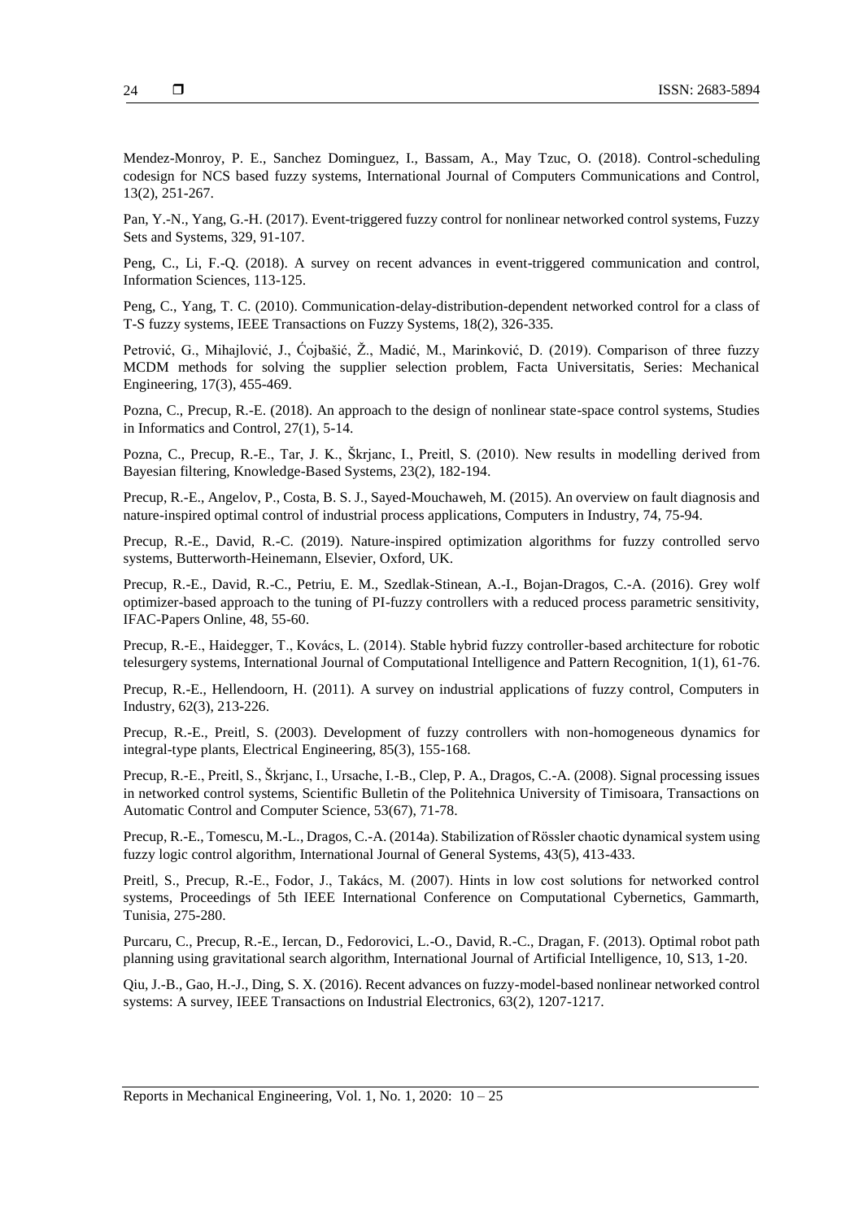Mendez-Monroy, P. E., Sanchez Dominguez, I., Bassam, A., May Tzuc, O. (2018). Control-scheduling codesign for NCS based fuzzy systems, International Journal of Computers Communications and Control, 13(2), 251-267.

Pan, Y.-N., Yang, G.-H. (2017). Event-triggered fuzzy control for nonlinear networked control systems, Fuzzy Sets and Systems, 329, 91-107.

Peng, C., Li, F.-Q. (2018). A survey on recent advances in event-triggered communication and control, Information Sciences, 113-125.

Peng, C., Yang, T. C. (2010). Communication-delay-distribution-dependent networked control for a class of T-S fuzzy systems, IEEE Transactions on Fuzzy Systems, 18(2), 326-335.

Petrović, G., Mihajlović, J., Ćojbašić, Ž., Madić, M., Marinković, D. (2019). Comparison of three fuzzy MCDM methods for solving the supplier selection problem, Facta Universitatis, Series: Mechanical Engineering, 17(3), 455-469.

Pozna, C., Precup, R.-E. (2018). An approach to the design of nonlinear state-space control systems, Studies in Informatics and Control, 27(1), 5-14.

Pozna, C., Precup, R.-E., Tar, J. K., Škrjanc, I., Preitl, S. (2010). New results in modelling derived from Bayesian filtering, Knowledge-Based Systems, 23(2), 182-194.

Precup, R.-E., Angelov, P., Costa, B. S. J., Sayed-Mouchaweh, M. (2015). An overview on fault diagnosis and nature-inspired optimal control of industrial process applications, Computers in Industry, 74, 75-94.

Precup, R.-E., David, R.-C. (2019). Nature-inspired optimization algorithms for fuzzy controlled servo systems, Butterworth-Heinemann, Elsevier, Oxford, UK.

Precup, R.-E., David, R.-C., Petriu, E. M., Szedlak-Stinean, A.-I., Bojan-Dragos, C.-A. (2016). Grey wolf optimizer-based approach to the tuning of PI-fuzzy controllers with a reduced process parametric sensitivity, IFAC-Papers Online, 48, 55-60.

Precup, R.-E., Haidegger, T., Kovács, L. (2014). Stable hybrid fuzzy controller-based architecture for robotic telesurgery systems, International Journal of Computational Intelligence and Pattern Recognition, 1(1), 61-76.

Precup, R.-E., Hellendoorn, H. (2011). A survey on industrial applications of fuzzy control, Computers in Industry, 62(3), 213-226.

Precup, R.-E., Preitl, S. (2003). Development of fuzzy controllers with non-homogeneous dynamics for integral-type plants, Electrical Engineering, 85(3), 155-168.

Precup, R.-E., Preitl, S., Škrjanc, I., Ursache, I.-B., Clep, P. A., Dragos, C.-A. (2008). Signal processing issues in networked control systems, Scientific Bulletin of the Politehnica University of Timisoara, Transactions on Automatic Control and Computer Science, 53(67), 71-78.

Precup, R.-E., Tomescu, M.-L., Dragos, C.-A. (2014a). Stabilization of Rössler chaotic dynamical system using fuzzy logic control algorithm, International Journal of General Systems, 43(5), 413-433.

Preitl, S., Precup, R.-E., Fodor, J., Takács, M. (2007). Hints in low cost solutions for networked control systems, Proceedings of 5th IEEE International Conference on Computational Cybernetics, Gammarth, Tunisia, 275-280.

Purcaru, C., Precup, R.-E., Iercan, D., Fedorovici, L.-O., David, R.-C., Dragan, F. (2013). Optimal robot path planning using gravitational search algorithm, International Journal of Artificial Intelligence, 10, S13, 1-20.

Qiu, J.-B., Gao, H.-J., Ding, S. X. (2016). Recent advances on fuzzy-model-based nonlinear networked control systems: A survey, IEEE Transactions on Industrial Electronics, 63(2), 1207-1217.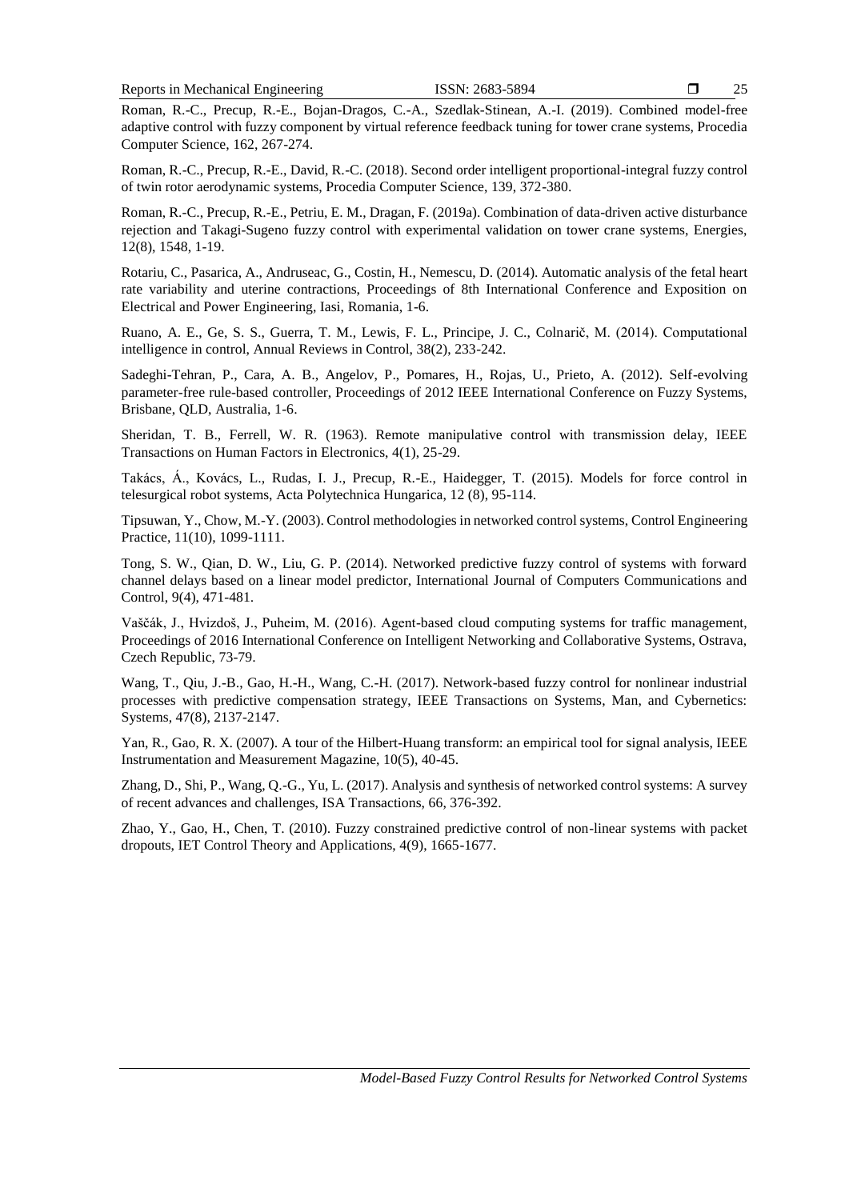Roman, R.-C., Precup, R.-E., Bojan-Dragos, C.-A., Szedlak-Stinean, A.-I. (2019). Combined model-free adaptive control with fuzzy component by virtual reference feedback tuning for tower crane systems, Procedia Computer Science, 162, 267-274.

Roman, R.-C., Precup, R.-E., David, R.-C. (2018). Second order intelligent proportional-integral fuzzy control of twin rotor aerodynamic systems, Procedia Computer Science, 139, 372-380.

Roman, R.-C., Precup, R.-E., Petriu, E. M., Dragan, F. (2019a). Combination of data-driven active disturbance rejection and Takagi-Sugeno fuzzy control with experimental validation on tower crane systems, Energies, 12(8), 1548, 1-19.

Rotariu, C., Pasarica, A., Andruseac, G., Costin, H., Nemescu, D. (2014). Automatic analysis of the fetal heart rate variability and uterine contractions, Proceedings of 8th International Conference and Exposition on Electrical and Power Engineering, Iasi, Romania, 1-6.

Ruano, A. E., Ge, S. S., Guerra, T. M., Lewis, F. L., Principe, J. C., Colnarič, M. (2014). Computational intelligence in control, Annual Reviews in Control, 38(2), 233-242.

Sadeghi-Tehran, P., Cara, A. B., Angelov, P., Pomares, H., Rojas, U., Prieto, A. (2012). Self-evolving parameter-free rule-based controller, Proceedings of 2012 IEEE International Conference on Fuzzy Systems, Brisbane, QLD, Australia, 1-6.

Sheridan, T. B., Ferrell, W. R. (1963). Remote manipulative control with transmission delay, IEEE Transactions on Human Factors in Electronics, 4(1), 25-29.

Takács, Á., Kovács, L., Rudas, I. J., Precup, R.-E., Haidegger, T. (2015). Models for force control in telesurgical robot systems, Acta Polytechnica Hungarica, 12 (8), 95-114.

Tipsuwan, Y., Chow, M.-Y. (2003). Control methodologies in networked control systems, Control Engineering Practice, 11(10), 1099-1111.

Tong, S. W., Qian, D. W., Liu, G. P. (2014). Networked predictive fuzzy control of systems with forward channel delays based on a linear model predictor, International Journal of Computers Communications and Control, 9(4), 471-481.

Vaščák, J., Hvizdoš, J., Puheim, M. (2016). Agent-based cloud computing systems for traffic management, Proceedings of 2016 International Conference on Intelligent Networking and Collaborative Systems, Ostrava, Czech Republic, 73-79.

Wang, T., Qiu, J.-B., Gao, H.-H., Wang, C.-H. (2017). Network-based fuzzy control for nonlinear industrial processes with predictive compensation strategy, IEEE Transactions on Systems, Man, and Cybernetics: Systems, 47(8), 2137-2147.

Yan, R., Gao, R. X. (2007). A tour of the Hilbert-Huang transform: an empirical tool for signal analysis, IEEE Instrumentation and Measurement Magazine, 10(5), 40-45.

Zhang, D., Shi, P., Wang, Q.-G., Yu, L. (2017). Analysis and synthesis of networked control systems: A survey of recent advances and challenges, ISA Transactions, 66, 376-392.

Zhao, Y., Gao, H., Chen, T. (2010). Fuzzy constrained predictive control of non-linear systems with packet dropouts, IET Control Theory and Applications, 4(9), 1665-1677.